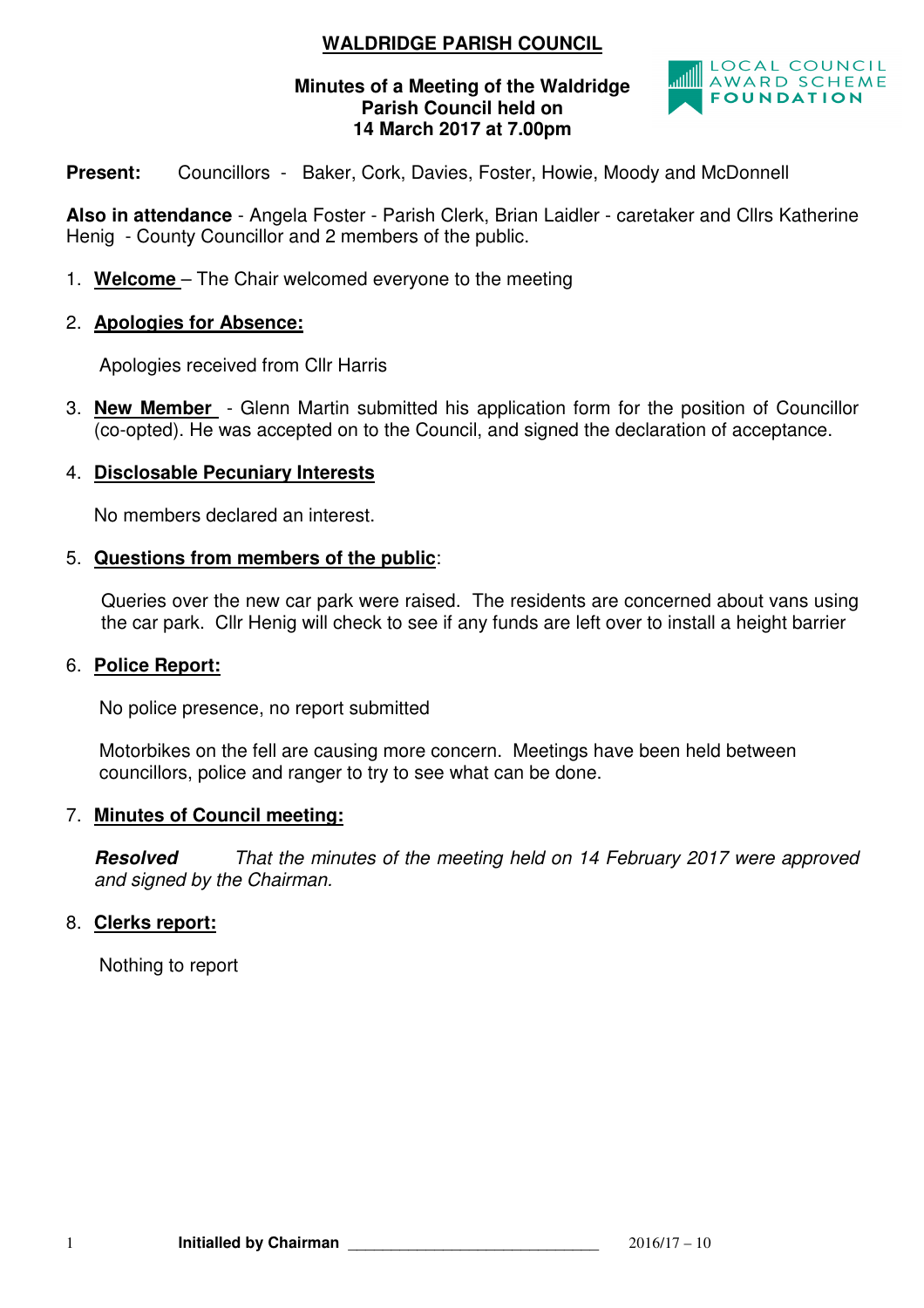# WALDRIDGE PARISH COUNCIL

**Minutes of a Meeting of the Waldridge Parish Council held on 14 March 2017 at 7.00pm**

LOCAL COUNCIL AWARD SCHEME FOUNDATION

**Present:** Councillors - Baker, Cork, Davies, Foster, Howie, Moody and McDonnell

**Also in attendance** - Angela Foster - Parish Clerk, Brian Laidler - caretaker and Cllrs Katherine Henig - County Councillor and 2 members of the public.

1. **Welcome** – The Chair welcomed everyone to the meeting

2. **Apologies for Absence:**

   Apologies received from Cllr Harris

3. **New Member** - Glenn Martin submitted his application form for the position of Councillor (co-opted). He was accepted on to the Council, and signed the declaration of acceptance.

4. **Disclosable Pecuniary Interests**

   No members declared an interest.

5. **Questions from members of the public**:

   Queries over the new car park were raised. The residents are concerned about vans using the car park. Cllr Henig will check to see if any funds are left over to install a height barrier

6. **Police Report:**

   No police presence, no report submitted

   Motorbikes on the fell are causing more concern. Meetings have been held between councillors, police and ranger to try to see what can be done.

7. **Minutes of Council meeting:**

   ***Resolved*** *That the minutes of the meeting held on 14 February 2017 were approved and signed by the Chairman.*

8. **Clerks report:**

   Nothing to report

**Initialled by Chairman** ______________________________ 2016/17 – 10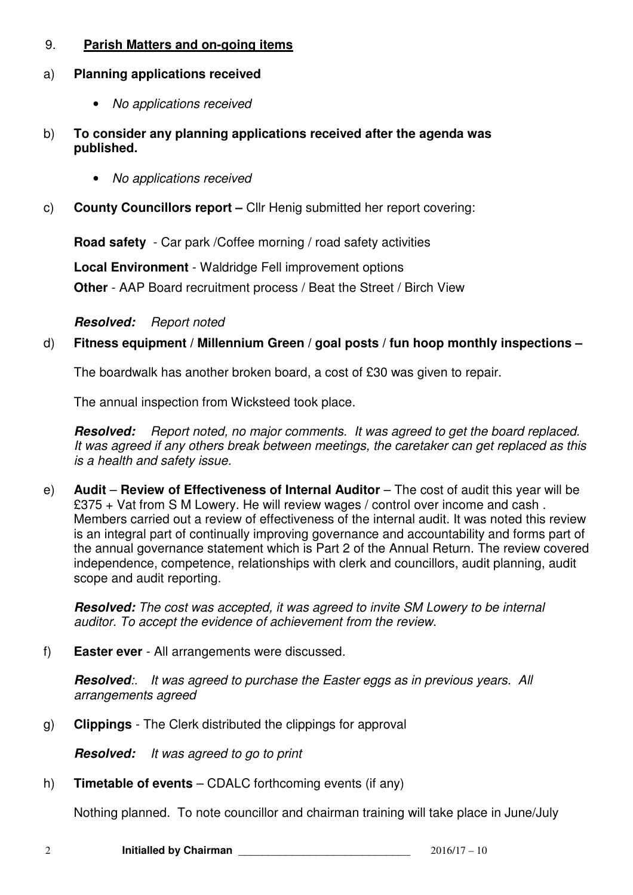## 9. **Parish Matters and on-going items**

### a) **Planning applications received**

- *No applications received*

### b) **To consider any planning applications received after the agenda was published.**

- *No applications received*

### c) **County Councillors report –** Cllr Henig submitted her report covering:

**Road safety** - Car park /Coffee morning / road safety activities

**Local Environment** - Waldridge Fell improvement options

**Other** - AAP Board recruitment process / Beat the Street / Birch View

***Resolved:*** *Report noted*

### d) **Fitness equipment / Millennium Green / goal posts / fun hoop monthly inspections –**

The boardwalk has another broken board, a cost of £30 was given to repair.

The annual inspection from Wicksteed took place.

***Resolved:*** *Report noted, no major comments. It was agreed to get the board replaced. It was agreed if any others break between meetings, the caretaker can get replaced as this is a health and safety issue.*

### e) **Audit** – **Review of Effectiveness of Internal Auditor** – The cost of audit this year will be £375 + Vat from S M Lowery. He will review wages / control over income and cash . Members carried out a review of effectiveness of the internal audit. It was noted this review is an integral part of continually improving governance and accountability and forms part of the annual governance statement which is Part 2 of the Annual Return. The review covered independence, competence, relationships with clerk and councillors, audit planning, audit scope and audit reporting.

***Resolved:*** *The cost was accepted, it was agreed to invite SM Lowery to be internal auditor. To accept the evidence of achievement from the review.*

### f) **Easter ever** - All arrangements were discussed.

***Resolved****:. It was agreed to purchase the Easter eggs as in previous years. All arrangements agreed*

### g) **Clippings** - The Clerk distributed the clippings for approval

***Resolved:*** *It was agreed to go to print*

### h) **Timetable of events** – CDALC forthcoming events (if any)

Nothing planned. To note councillor and chairman training will take place in June/July

**Initialled by Chairman** ____________________________ 2016/17 – 10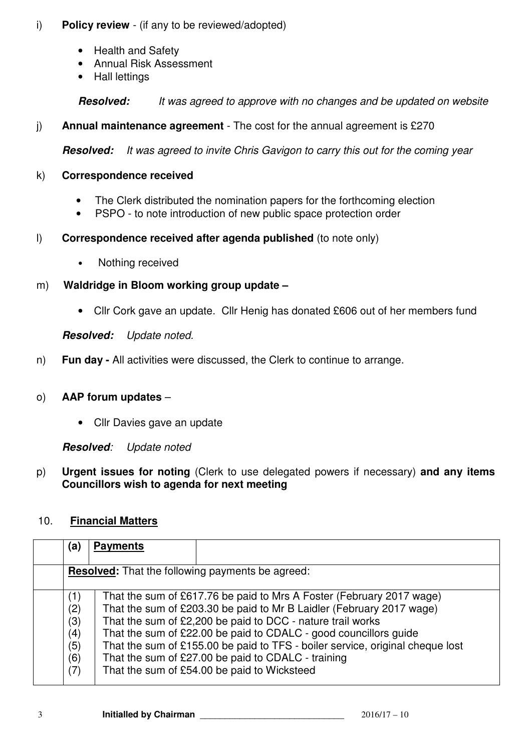i) **Policy review** - (if any to be reviewed/adopted)

- Health and Safety
- Annual Risk Assessment
- Hall lettings

***Resolved:*** *It was agreed to approve with no changes and be updated on website*

j) **Annual maintenance agreement** - The cost for the annual agreement is £270

***Resolved:*** *It was agreed to invite Chris Gavigon to carry this out for the coming year*

k) **Correspondence received**

- The Clerk distributed the nomination papers for the forthcoming election
- PSPO - to note introduction of new public space protection order

l) **Correspondence received after agenda published** (to note only)

- Nothing received

m) **Waldridge in Bloom working group update –**

- Cllr Cork gave an update. Cllr Henig has donated £606 out of her members fund

***Resolved:*** *Update noted.*

n) **Fun day -** All activities were discussed, the Clerk to continue to arrange.

o) **AAP forum updates** –

- Cllr Davies gave an update

***Resolved****:* *Update noted*

p) **Urgent issues for noting** (Clerk to use delegated powers if necessary) **and any items Councillors wish to agenda for next meeting**

## 10. Financial Matters

| | (a) | **Payments** |
|---|---|---|
| | **Resolved:** That the following payments be agreed: | |
| | (1) | That the sum of £617.76 be paid to Mrs A Foster (February 2017 wage) |
| | (2) | That the sum of £203.30 be paid to Mr B Laidler (February 2017 wage) |
| | (3) | That the sum of £2,200 be paid to DCC - nature trail works |
| | (4) | That the sum of £22.00 be paid to CDALC - good councillors guide |
| | (5) | That the sum of £155.00 be paid to TFS - boiler service, original cheque lost |
| | (6) | That the sum of £27.00 be paid to CDALC - training |
| | (7) | That the sum of £54.00 be paid to Wicksteed |

**Initialled by Chairman** \_\_\_\_\_\_\_\_\_\_\_\_\_\_\_\_\_\_\_\_\_\_\_\_\_\_\_\_ 2016/17 – 10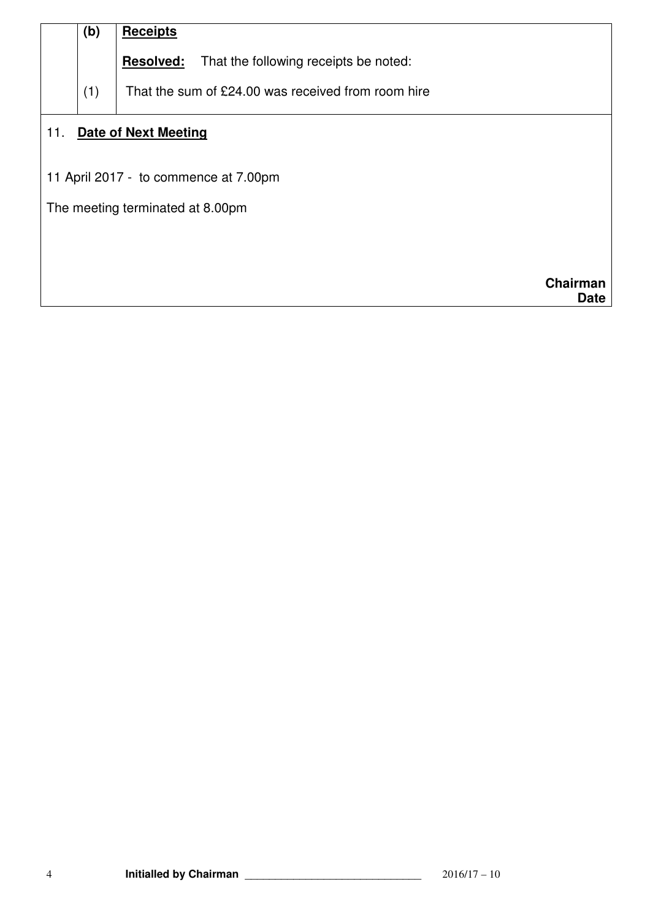| | | |
|---|---|---|
| | **(b)** | **<u>Receipts</u>** |
| | | **<u>Resolved:</u>** That the following receipts be noted: |
| | (1) | That the sum of £24.00 was received from room hire |

11. **<u>Date of Next Meeting</u>**

11 April 2017 - to commence at 7.00pm

The meeting terminated at 8.00pm

**Chairman**
**Date**

**Initialled by Chairman** ______________________________ 2016/17 – 10